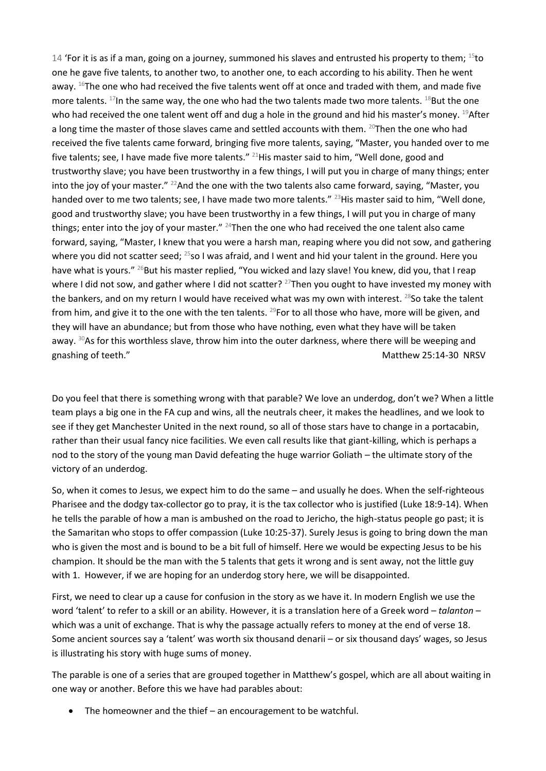14 'For it is as if a man, going on a journey, summoned his slaves and entrusted his property to them; [15]to one he gave five talents, to another two, to another one, to each according to his ability. Then he went away. [16]The one who had received the five talents went off at once and traded with them, and made five more talents. [17]In the same way, the one who had the two talents made two more talents. [18]But the one who had received the one talent went off and dug a hole in the ground and hid his master's money. [19]After a long time the master of those slaves came and settled accounts with them. [20]Then the one who had received the five talents came forward, bringing five more talents, saying, "Master, you handed over to me five talents; see, I have made five more talents." [21]His master said to him, "Well done, good and trustworthy slave; you have been trustworthy in a few things, I will put you in charge of many things; enter into the joy of your master." [22]And the one with the two talents also came forward, saying, "Master, you handed over to me two talents; see, I have made two more talents." [23]His master said to him, "Well done, good and trustworthy slave; you have been trustworthy in a few things, I will put you in charge of many things; enter into the joy of your master." [24]Then the one who had received the one talent also came forward, saying, "Master, I knew that you were a harsh man, reaping where you did not sow, and gathering where you did not scatter seed; [25]so I was afraid, and I went and hid your talent in the ground. Here you have what is yours." [26]But his master replied, "You wicked and lazy slave! You knew, did you, that I reap where I did not sow, and gather where I did not scatter? [27]Then you ought to have invested my money with the bankers, and on my return I would have received what was my own with interest. [28]So take the talent from him, and give it to the one with the ten talents. [29]For to all those who have, more will be given, and they will have an abundance; but from those who have nothing, even what they have will be taken away. [30]As for this worthless slave, throw him into the outer darkness, where there will be weeping and gnashing of teeth."

Matthew 25:14-30 NRSV

Do you feel that there is something wrong with that parable? We love an underdog, don't we? When a little team plays a big one in the FA cup and wins, all the neutrals cheer, it makes the headlines, and we look to see if they get Manchester United in the next round, so all of those stars have to change in a portacabin, rather than their usual fancy nice facilities. We even call results like that giant-killing, which is perhaps a nod to the story of the young man David defeating the huge warrior Goliath – the ultimate story of the victory of an underdog.

So, when it comes to Jesus, we expect him to do the same – and usually he does. When the self-righteous Pharisee and the dodgy tax-collector go to pray, it is the tax collector who is justified (Luke 18:9-14). When he tells the parable of how a man is ambushed on the road to Jericho, the high-status people go past; it is the Samaritan who stops to offer compassion (Luke 10:25-37). Surely Jesus is going to bring down the man who is given the most and is bound to be a bit full of himself. Here we would be expecting Jesus to be his champion. It should be the man with the 5 talents that gets it wrong and is sent away, not the little guy with 1. However, if we are hoping for an underdog story here, we will be disappointed.

First, we need to clear up a cause for confusion in the story as we have it. In modern English we use the word 'talent' to refer to a skill or an ability. However, it is a translation here of a Greek word – *talanton* – which was a unit of exchange. That is why the passage actually refers to money at the end of verse 18. Some ancient sources say a 'talent' was worth six thousand denarii – or six thousand days' wages, so Jesus is illustrating his story with huge sums of money.

The parable is one of a series that are grouped together in Matthew's gospel, which are all about waiting in one way or another. Before this we have had parables about:

- The homeowner and the thief – an encouragement to be watchful.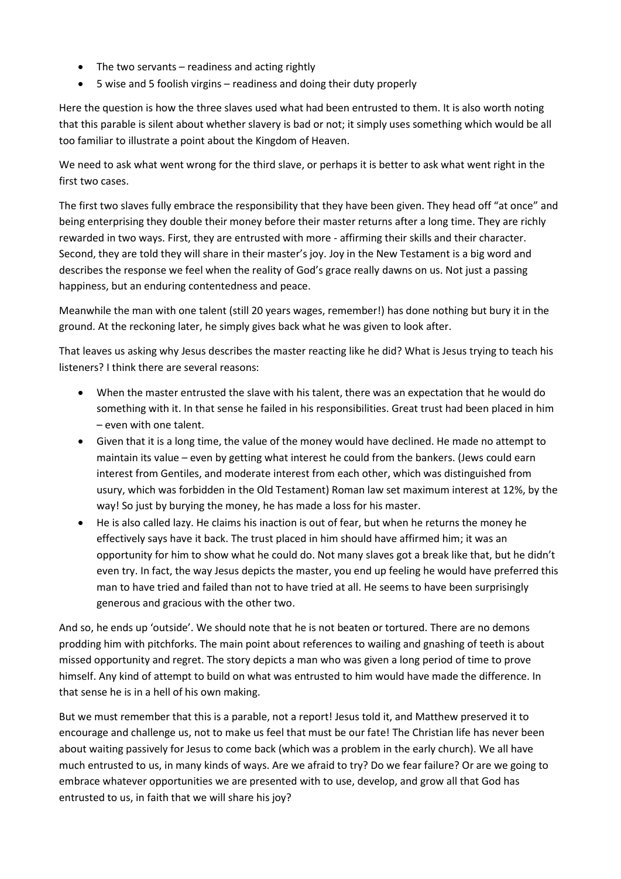- The two servants – readiness and acting rightly
- 5 wise and 5 foolish virgins – readiness and doing their duty properly

Here the question is how the three slaves used what had been entrusted to them. It is also worth noting that this parable is silent about whether slavery is bad or not; it simply uses something which would be all too familiar to illustrate a point about the Kingdom of Heaven.

We need to ask what went wrong for the third slave, or perhaps it is better to ask what went right in the first two cases.

The first two slaves fully embrace the responsibility that they have been given. They head off "at once" and being enterprising they double their money before their master returns after a long time. They are richly rewarded in two ways. First, they are entrusted with more - affirming their skills and their character. Second, they are told they will share in their master's joy. Joy in the New Testament is a big word and describes the response we feel when the reality of God's grace really dawns on us. Not just a passing happiness, but an enduring contentedness and peace.

Meanwhile the man with one talent (still 20 years wages, remember!) has done nothing but bury it in the ground. At the reckoning later, he simply gives back what he was given to look after.

That leaves us asking why Jesus describes the master reacting like he did? What is Jesus trying to teach his listeners? I think there are several reasons:

- When the master entrusted the slave with his talent, there was an expectation that he would do something with it. In that sense he failed in his responsibilities. Great trust had been placed in him – even with one talent.
- Given that it is a long time, the value of the money would have declined. He made no attempt to maintain its value – even by getting what interest he could from the bankers. (Jews could earn interest from Gentiles, and moderate interest from each other, which was distinguished from usury, which was forbidden in the Old Testament) Roman law set maximum interest at 12%, by the way! So just by burying the money, he has made a loss for his master.
- He is also called lazy. He claims his inaction is out of fear, but when he returns the money he effectively says have it back. The trust placed in him should have affirmed him; it was an opportunity for him to show what he could do. Not many slaves got a break like that, but he didn't even try. In fact, the way Jesus depicts the master, you end up feeling he would have preferred this man to have tried and failed than not to have tried at all. He seems to have been surprisingly generous and gracious with the other two.

And so, he ends up 'outside'. We should note that he is not beaten or tortured. There are no demons prodding him with pitchforks. The main point about references to wailing and gnashing of teeth is about missed opportunity and regret. The story depicts a man who was given a long period of time to prove himself. Any kind of attempt to build on what was entrusted to him would have made the difference. In that sense he is in a hell of his own making.

But we must remember that this is a parable, not a report! Jesus told it, and Matthew preserved it to encourage and challenge us, not to make us feel that must be our fate! The Christian life has never been about waiting passively for Jesus to come back (which was a problem in the early church). We all have much entrusted to us, in many kinds of ways. Are we afraid to try? Do we fear failure? Or are we going to embrace whatever opportunities we are presented with to use, develop, and grow all that God has entrusted to us, in faith that we will share his joy?